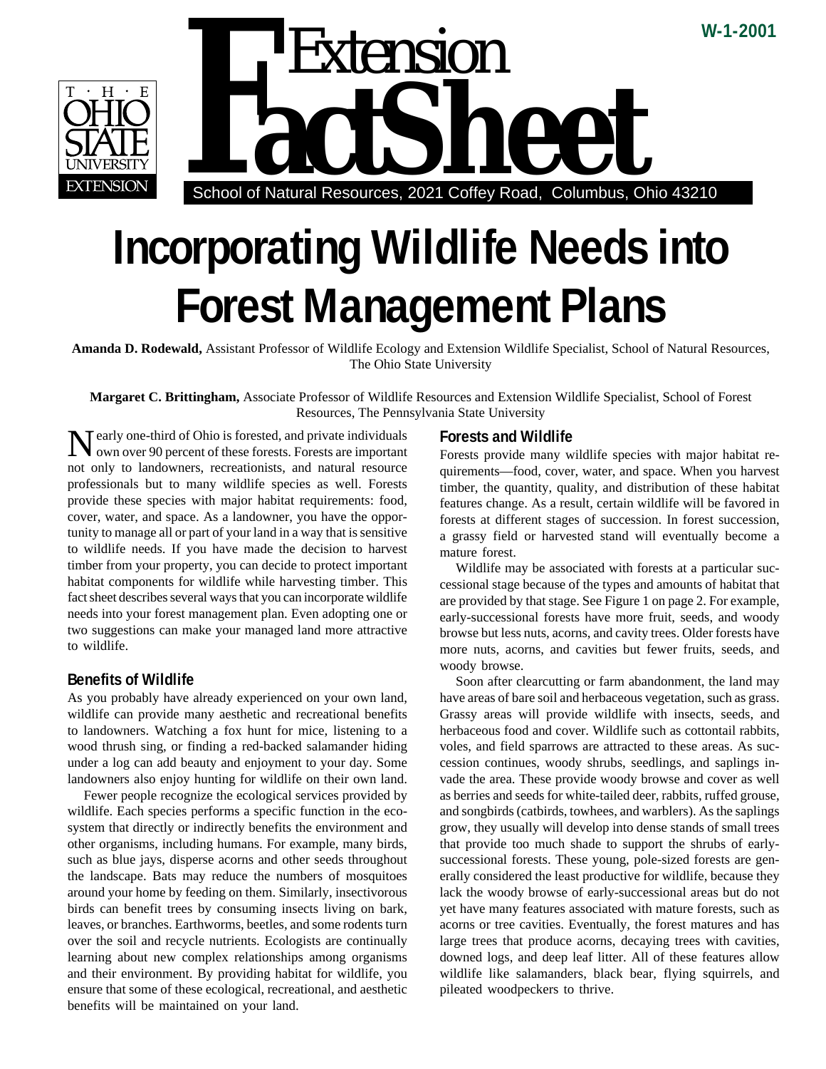W-1-2001

THE OHIO STATE UNIVERSITY EXTENSION

Extension FactSheet

School of Natural Resources, 2021 Coffey Road, Columbus, Ohio 43210

# Incorporating Wildlife Needs into Forest Management Plans

**Amanda D. Rodewald,** Assistant Professor of Wildlife Ecology and Extension Wildlife Specialist, School of Natural Resources, The Ohio State University

**Margaret C. Brittingham,** Associate Professor of Wildlife Resources and Extension Wildlife Specialist, School of Forest Resources, The Pennsylvania State University

Nearly one-third of Ohio is forested, and private individuals own over 90 percent of these forests. Forests are important not only to landowners, recreationists, and natural resource professionals but to many wildlife species as well. Forests provide these species with major habitat requirements: food, cover, water, and space. As a landowner, you have the opportunity to manage all or part of your land in a way that is sensitive to wildlife needs. If you have made the decision to harvest timber from your property, you can decide to protect important habitat components for wildlife while harvesting timber. This fact sheet describes several ways that you can incorporate wildlife needs into your forest management plan. Even adopting one or two suggestions can make your managed land more attractive to wildlife.

## Benefits of Wildlife

As you probably have already experienced on your own land, wildlife can provide many aesthetic and recreational benefits to landowners. Watching a fox hunt for mice, listening to a wood thrush sing, or finding a red-backed salamander hiding under a log can add beauty and enjoyment to your day. Some landowners also enjoy hunting for wildlife on their own land.

Fewer people recognize the ecological services provided by wildlife. Each species performs a specific function in the ecosystem that directly or indirectly benefits the environment and other organisms, including humans. For example, many birds, such as blue jays, disperse acorns and other seeds throughout the landscape. Bats may reduce the numbers of mosquitoes around your home by feeding on them. Similarly, insectivorous birds can benefit trees by consuming insects living on bark, leaves, or branches. Earthworms, beetles, and some rodents turn over the soil and recycle nutrients. Ecologists are continually learning about new complex relationships among organisms and their environment. By providing habitat for wildlife, you ensure that some of these ecological, recreational, and aesthetic benefits will be maintained on your land.

## Forests and Wildlife

Forests provide many wildlife species with major habitat requirements—food, cover, water, and space. When you harvest timber, the quantity, quality, and distribution of these habitat features change. As a result, certain wildlife will be favored in forests at different stages of succession. In forest succession, a grassy field or harvested stand will eventually become a mature forest.

Wildlife may be associated with forests at a particular successional stage because of the types and amounts of habitat that are provided by that stage. See Figure 1 on page 2. For example, early-successional forests have more fruit, seeds, and woody browse but less nuts, acorns, and cavity trees. Older forests have more nuts, acorns, and cavities but fewer fruits, seeds, and woody browse.

Soon after clearcutting or farm abandonment, the land may have areas of bare soil and herbaceous vegetation, such as grass. Grassy areas will provide wildlife with insects, seeds, and herbaceous food and cover. Wildlife such as cottontail rabbits, voles, and field sparrows are attracted to these areas. As succession continues, woody shrubs, seedlings, and saplings invade the area. These provide woody browse and cover as well as berries and seeds for white-tailed deer, rabbits, ruffed grouse, and songbirds (catbirds, towhees, and warblers). As the saplings grow, they usually will develop into dense stands of small trees that provide too much shade to support the shrubs of early-successional forests. These young, pole-sized forests are generally considered the least productive for wildlife, because they lack the woody browse of early-successional areas but do not yet have many features associated with mature forests, such as acorns or tree cavities. Eventually, the forest matures and has large trees that produce acorns, decaying trees with cavities, downed logs, and deep leaf litter. All of these features allow wildlife like salamanders, black bear, flying squirrels, and pileated woodpeckers to thrive.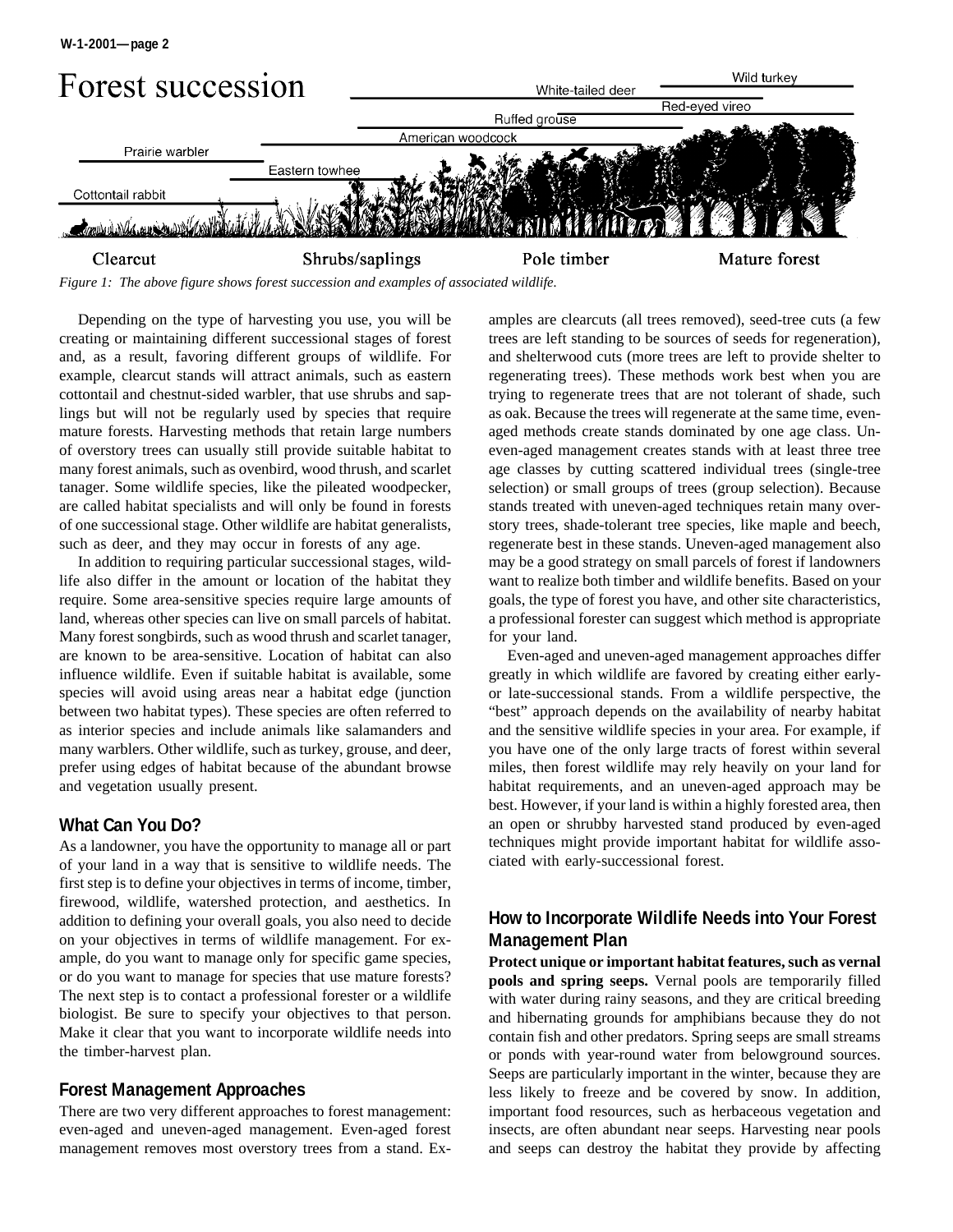## Forest succession

*Figure 1: The above figure shows forest succession and examples of associated wildlife.*

Depending on the type of harvesting you use, you will be creating or maintaining different successional stages of forest and, as a result, favoring different groups of wildlife. For example, clearcut stands will attract animals, such as eastern cottontail and chestnut-sided warbler, that use shrubs and saplings but will not be regularly used by species that require mature forests. Harvesting methods that retain large numbers of overstory trees can usually still provide suitable habitat to many forest animals, such as ovenbird, wood thrush, and scarlet tanager. Some wildlife species, like the pileated woodpecker, are called habitat specialists and will only be found in forests of one successional stage. Other wildlife are habitat generalists, such as deer, and they may occur in forests of any age.

In addition to requiring particular successional stages, wildlife also differ in the amount or location of the habitat they require. Some area-sensitive species require large amounts of land, whereas other species can live on small parcels of habitat. Many forest songbirds, such as wood thrush and scarlet tanager, are known to be area-sensitive. Location of habitat can also influence wildlife. Even if suitable habitat is available, some species will avoid using areas near a habitat edge (junction between two habitat types). These species are often referred to as interior species and include animals like salamanders and many warblers. Other wildlife, such as turkey, grouse, and deer, prefer using edges of habitat because of the abundant browse and vegetation usually present.

### What Can You Do?

As a landowner, you have the opportunity to manage all or part of your land in a way that is sensitive to wildlife needs. The first step is to define your objectives in terms of income, timber, firewood, wildlife, watershed protection, and aesthetics. In addition to defining your overall goals, you also need to decide on your objectives in terms of wildlife management. For example, do you want to manage only for specific game species, or do you want to manage for species that use mature forests? The next step is to contact a professional forester or a wildlife biologist. Be sure to specify your objectives to that person. Make it clear that you want to incorporate wildlife needs into the timber-harvest plan.

### Forest Management Approaches

There are two very different approaches to forest management: even-aged and uneven-aged management. Even-aged forest management removes most overstory trees from a stand. Examples are clearcuts (all trees removed), seed-tree cuts (a few trees are left standing to be sources of seeds for regeneration), and shelterwood cuts (more trees are left to provide shelter to regenerating trees). These methods work best when you are trying to regenerate trees that are not tolerant of shade, such as oak. Because the trees will regenerate at the same time, even-aged methods create stands dominated by one age class. Uneven-aged management creates stands with at least three tree age classes by cutting scattered individual trees (single-tree selection) or small groups of trees (group selection). Because stands treated with uneven-aged techniques retain many overstory trees, shade-tolerant tree species, like maple and beech, regenerate best in these stands. Uneven-aged management also may be a good strategy on small parcels of forest if landowners want to realize both timber and wildlife benefits. Based on your goals, the type of forest you have, and other site characteristics, a professional forester can suggest which method is appropriate for your land.

Even-aged and uneven-aged management approaches differ greatly in which wildlife are favored by creating either early- or late-successional stands. From a wildlife perspective, the "best" approach depends on the availability of nearby habitat and the sensitive wildlife species in your area. For example, if you have one of the only large tracts of forest within several miles, then forest wildlife may rely heavily on your land for habitat requirements, and an uneven-aged approach may be best. However, if your land is within a highly forested area, then an open or shrubby harvested stand produced by even-aged techniques might provide important habitat for wildlife associated with early-successional forest.

### How to Incorporate Wildlife Needs into Your Forest Management Plan

**Protect unique or important habitat features, such as vernal pools and spring seeps.** Vernal pools are temporarily filled with water during rainy seasons, and they are critical breeding and hibernating grounds for amphibians because they do not contain fish and other predators. Spring seeps are small streams or ponds with year-round water from belowground sources. Seeps are particularly important in the winter, because they are less likely to freeze and be covered by snow. In addition, important food resources, such as herbaceous vegetation and insects, are often abundant near seeps. Harvesting near pools and seeps can destroy the habitat they provide by affecting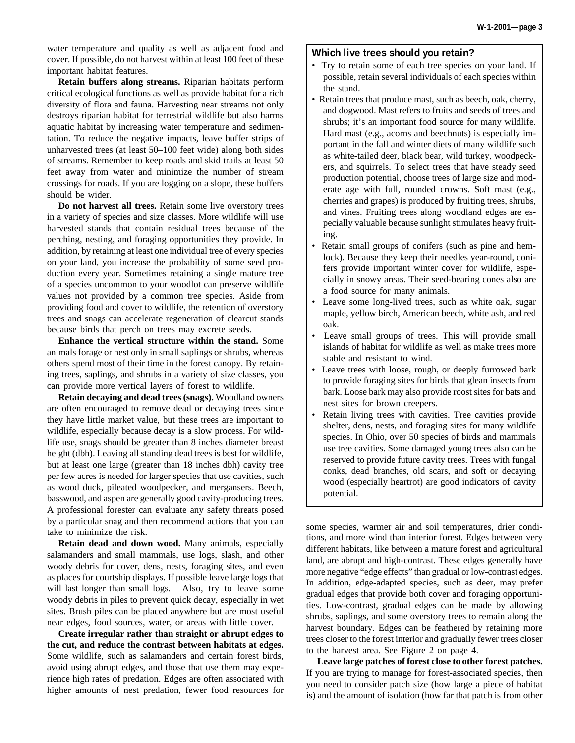water temperature and quality as well as adjacent food and cover. If possible, do not harvest within at least 100 feet of these important habitat features.

**Retain buffers along streams.** Riparian habitats perform critical ecological functions as well as provide habitat for a rich diversity of flora and fauna. Harvesting near streams not only destroys riparian habitat for terrestrial wildlife but also harms aquatic habitat by increasing water temperature and sedimentation. To reduce the negative impacts, leave buffer strips of unharvested trees (at least 50–100 feet wide) along both sides of streams. Remember to keep roads and skid trails at least 50 feet away from water and minimize the number of stream crossings for roads. If you are logging on a slope, these buffers should be wider.

**Do not harvest all trees.** Retain some live overstory trees in a variety of species and size classes. More wildlife will use harvested stands that contain residual trees because of the perching, nesting, and foraging opportunities they provide. In addition, by retaining at least one individual tree of every species on your land, you increase the probability of some seed production every year. Sometimes retaining a single mature tree of a species uncommon to your woodlot can preserve wildlife values not provided by a common tree species. Aside from providing food and cover to wildlife, the retention of overstory trees and snags can accelerate regeneration of clearcut stands because birds that perch on trees may excrete seeds.

**Enhance the vertical structure within the stand.** Some animals forage or nest only in small saplings or shrubs, whereas others spend most of their time in the forest canopy. By retaining trees, saplings, and shrubs in a variety of size classes, you can provide more vertical layers of forest to wildlife.

**Retain decaying and dead trees (snags).** Woodland owners are often encouraged to remove dead or decaying trees since they have little market value, but these trees are important to wildlife, especially because decay is a slow process. For wildlife use, snags should be greater than 8 inches diameter breast height (dbh). Leaving all standing dead trees is best for wildlife, but at least one large (greater than 18 inches dbh) cavity tree per few acres is needed for larger species that use cavities, such as wood duck, pileated woodpecker, and mergansers. Beech, basswood, and aspen are generally good cavity-producing trees. A professional forester can evaluate any safety threats posed by a particular snag and then recommend actions that you can take to minimize the risk.

**Retain dead and down wood.** Many animals, especially salamanders and small mammals, use logs, slash, and other woody debris for cover, dens, nests, foraging sites, and even as places for courtship displays. If possible leave large logs that will last longer than small logs. Also, try to leave some woody debris in piles to prevent quick decay, especially in wet sites. Brush piles can be placed anywhere but are most useful near edges, food sources, water, or areas with little cover.

**Create irregular rather than straight or abrupt edges to the cut, and reduce the contrast between habitats at edges.** Some wildlife, such as salamanders and certain forest birds, avoid using abrupt edges, and those that use them may experience high rates of predation. Edges are often associated with higher amounts of nest predation, fewer food resources for some species, warmer air and soil temperatures, drier conditions, and more wind than interior forest. Edges between very different habitats, like between a mature forest and agricultural land, are abrupt and high-contrast. These edges generally have more negative "edge effects" than gradual or low-contrast edges. In addition, edge-adapted species, such as deer, may prefer gradual edges that provide both cover and foraging opportunities. Low-contrast, gradual edges can be made by allowing shrubs, saplings, and some overstory trees to remain along the harvest boundary. Edges can be feathered by retaining more trees closer to the forest interior and gradually fewer trees closer to the harvest area. See Figure 2 on page 4.

**Leave large patches of forest close to other forest patches.** If you are trying to manage for forest-associated species, then you need to consider patch size (how large a piece of habitat is) and the amount of isolation (how far that patch is from other

### Which live trees should you retain?

- Try to retain some of each tree species on your land. If possible, retain several individuals of each species within the stand.
- Retain trees that produce mast, such as beech, oak, cherry, and dogwood. Mast refers to fruits and seeds of trees and shrubs; it's an important food source for many wildlife. Hard mast (e.g., acorns and beechnuts) is especially important in the fall and winter diets of many wildlife such as white-tailed deer, black bear, wild turkey, woodpeckers, and squirrels. To select trees that have steady seed production potential, choose trees of large size and moderate age with full, rounded crowns. Soft mast (e.g., cherries and grapes) is produced by fruiting trees, shrubs, and vines. Fruiting trees along woodland edges are especially valuable because sunlight stimulates heavy fruiting.
- Retain small groups of conifers (such as pine and hemlock). Because they keep their needles year-round, conifers provide important winter cover for wildlife, especially in snowy areas. Their seed-bearing cones also are a food source for many animals.
- Leave some long-lived trees, such as white oak, sugar maple, yellow birch, American beech, white ash, and red oak.
- Leave small groups of trees. This will provide small islands of habitat for wildlife as well as make trees more stable and resistant to wind.
- Leave trees with loose, rough, or deeply furrowed bark to provide foraging sites for birds that glean insects from bark. Loose bark may also provide roost sites for bats and nest sites for brown creepers.
- Retain living trees with cavities. Tree cavities provide shelter, dens, nests, and foraging sites for many wildlife species. In Ohio, over 50 species of birds and mammals use tree cavities. Some damaged young trees also can be reserved to provide future cavity trees. Trees with fungal conks, dead branches, old scars, and soft or decaying wood (especially heartrot) are good indicators of cavity potential.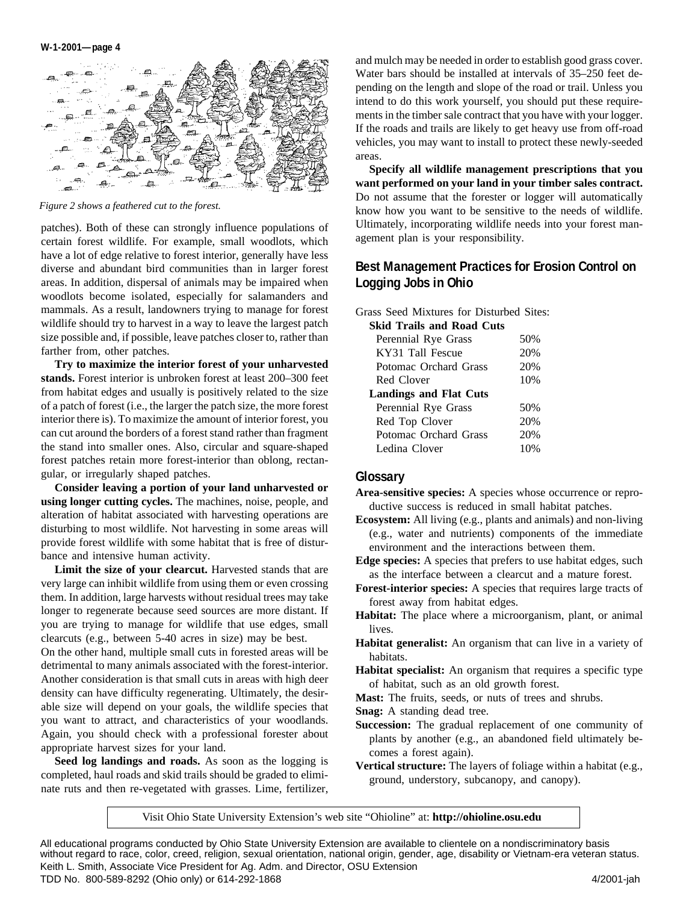*Figure 2 shows a feathered cut to the forest.*

patches). Both of these can strongly influence populations of certain forest wildlife. For example, small woodlots, which have a lot of edge relative to forest interior, generally have less diverse and abundant bird communities than in larger forest areas. In addition, dispersal of animals may be impaired when woodlots become isolated, especially for salamanders and mammals. As a result, landowners trying to manage for forest wildlife should try to harvest in a way to leave the largest patch size possible and, if possible, leave patches closer to, rather than farther from, other patches.

**Try to maximize the interior forest of your unharvested stands.** Forest interior is unbroken forest at least 200–300 feet from habitat edges and usually is positively related to the size of a patch of forest (i.e., the larger the patch size, the more forest interior there is). To maximize the amount of interior forest, you can cut around the borders of a forest stand rather than fragment the stand into smaller ones. Also, circular and square-shaped forest patches retain more forest-interior than oblong, rectangular, or irregularly shaped patches.

**Consider leaving a portion of your land unharvested or using longer cutting cycles.** The machines, noise, people, and alteration of habitat associated with harvesting operations are disturbing to most wildlife. Not harvesting in some areas will provide forest wildlife with some habitat that is free of disturbance and intensive human activity.

**Limit the size of your clearcut.** Harvested stands that are very large can inhibit wildlife from using them or even crossing them. In addition, large harvests without residual trees may take longer to regenerate because seed sources are more distant. If you are trying to manage for wildlife that use edges, small clearcuts (e.g., between 5-40 acres in size) may be best. On the other hand, multiple small cuts in forested areas will be detrimental to many animals associated with the forest-interior. Another consideration is that small cuts in areas with high deer density can have difficulty regenerating. Ultimately, the desirable size will depend on your goals, the wildlife species that you want to attract, and characteristics of your woodlands. Again, you should check with a professional forester about appropriate harvest sizes for your land.

**Seed log landings and roads.** As soon as the logging is completed, haul roads and skid trails should be graded to eliminate ruts and then re-vegetated with grasses. Lime, fertilizer, and mulch may be needed in order to establish good grass cover. Water bars should be installed at intervals of 35–250 feet depending on the length and slope of the road or trail. Unless you intend to do this work yourself, you should put these requirements in the timber sale contract that you have with your logger. If the roads and trails are likely to get heavy use from off-road vehicles, you may want to install to protect these newly-seeded areas.

**Specify all wildlife management prescriptions that you want performed on your land in your timber sales contract.** Do not assume that the forester or logger will automatically know how you want to be sensitive to the needs of wildlife. Ultimately, incorporating wildlife needs into your forest management plan is your responsibility.

## Best Management Practices for Erosion Control on Logging Jobs in Ohio

Grass Seed Mixtures for Disturbed Sites:

| | |
|---|---|
| **Skid Trails and Road Cuts** | |
| Perennial Rye Grass | 50% |
| KY31 Tall Fescue | 20% |
| Potomac Orchard Grass | 20% |
| Red Clover | 10% |
| **Landings and Flat Cuts** | |
| Perennial Rye Grass | 50% |
| Red Top Clover | 20% |
| Potomac Orchard Grass | 20% |
| Ledina Clover | 10% |

## Glossary

**Area-sensitive species:** A species whose occurrence or reproductive success is reduced in small habitat patches.

**Ecosystem:** All living (e.g., plants and animals) and non-living (e.g., water and nutrients) components of the immediate environment and the interactions between them.

**Edge species:** A species that prefers to use habitat edges, such as the interface between a clearcut and a mature forest.

**Forest-interior species:** A species that requires large tracts of forest away from habitat edges.

**Habitat:** The place where a microorganism, plant, or animal lives.

**Habitat generalist:** An organism that can live in a variety of habitats.

**Habitat specialist:** An organism that requires a specific type of habitat, such as an old growth forest.

**Mast:** The fruits, seeds, or nuts of trees and shrubs.

**Snag:** A standing dead tree.

**Succession:** The gradual replacement of one community of plants by another (e.g., an abandoned field ultimately becomes a forest again).

**Vertical structure:** The layers of foliage within a habitat (e.g., ground, understory, subcanopy, and canopy).

Visit Ohio State University Extension's web site "Ohioline" at: **http://ohioline.osu.edu**

All educational programs conducted by Ohio State University Extension are available to clientele on a nondiscriminatory basis without regard to race, color, creed, religion, sexual orientation, national origin, gender, age, disability or Vietnam-era veteran status.
Keith L. Smith, Associate Vice President for Ag. Adm. and Director, OSU Extension
TDD No. 800-589-8292 (Ohio only) or 614-292-1868

4/2001-jah